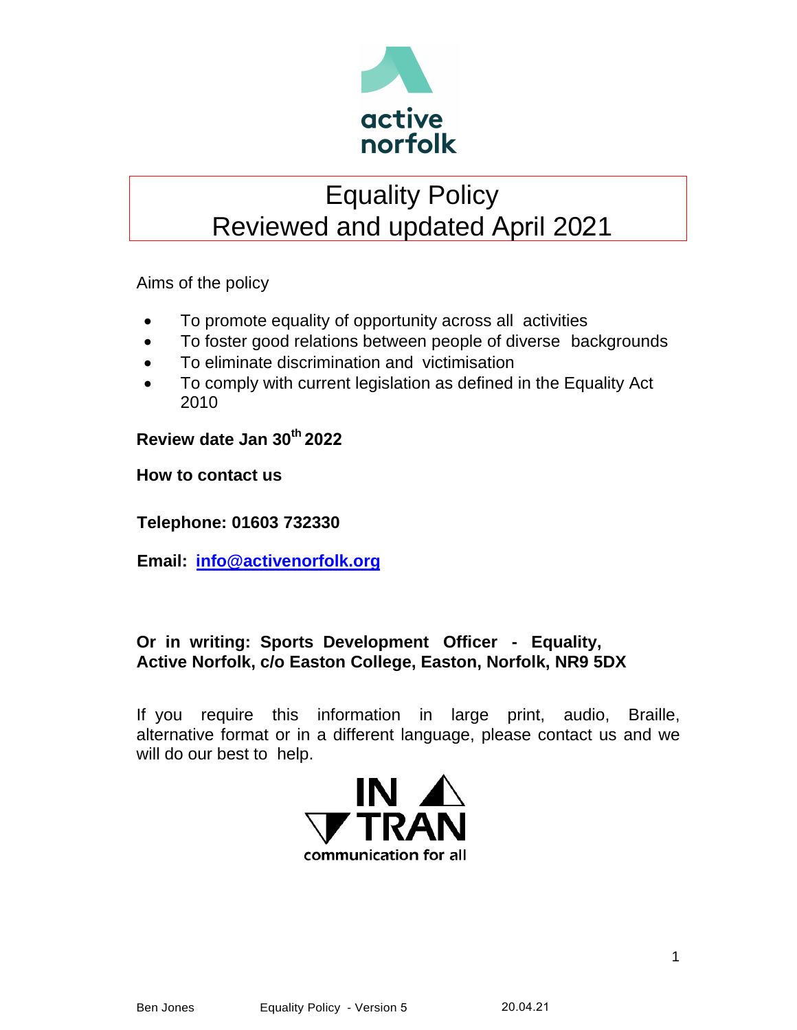# Equality Policy
# Reviewed and updated April 2021

Aims of the policy

- To promote equality of opportunity across all activities
- To foster good relations between people of diverse backgrounds
- To eliminate discrimination and victimisation
- To comply with current legislation as defined in the Equality Act 2010

**Review date Jan 30th 2022**

**How to contact us**

**Telephone: 01603 732330**

**Email: info@activenorfolk.org**

**Or in writing: Sports Development Officer - Equality, Active Norfolk, c/o Easton College, Easton, Norfolk, NR9 5DX**

If you require this information in large print, audio, Braille, alternative format or in a different language, please contact us and we will do our best to help.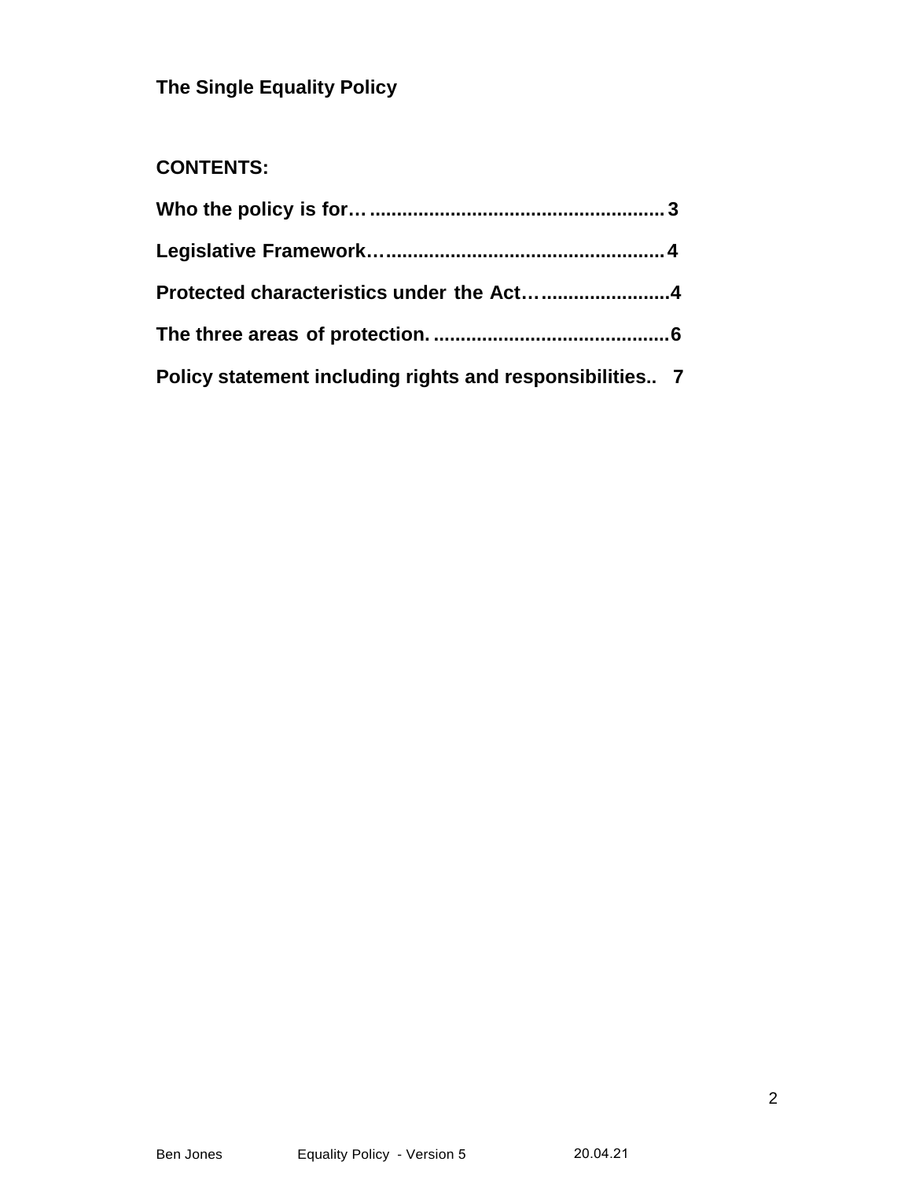**The Single Equality Policy**

**CONTENTS:**

**Who the policy is for… ..................................................... 3**

**Legislative Framework… .................................................. 4**

**Protected characteristics under the Act… ........................4**

**The three areas of protection. ...........................................6**

**Policy statement including rights and responsibilities.. 7**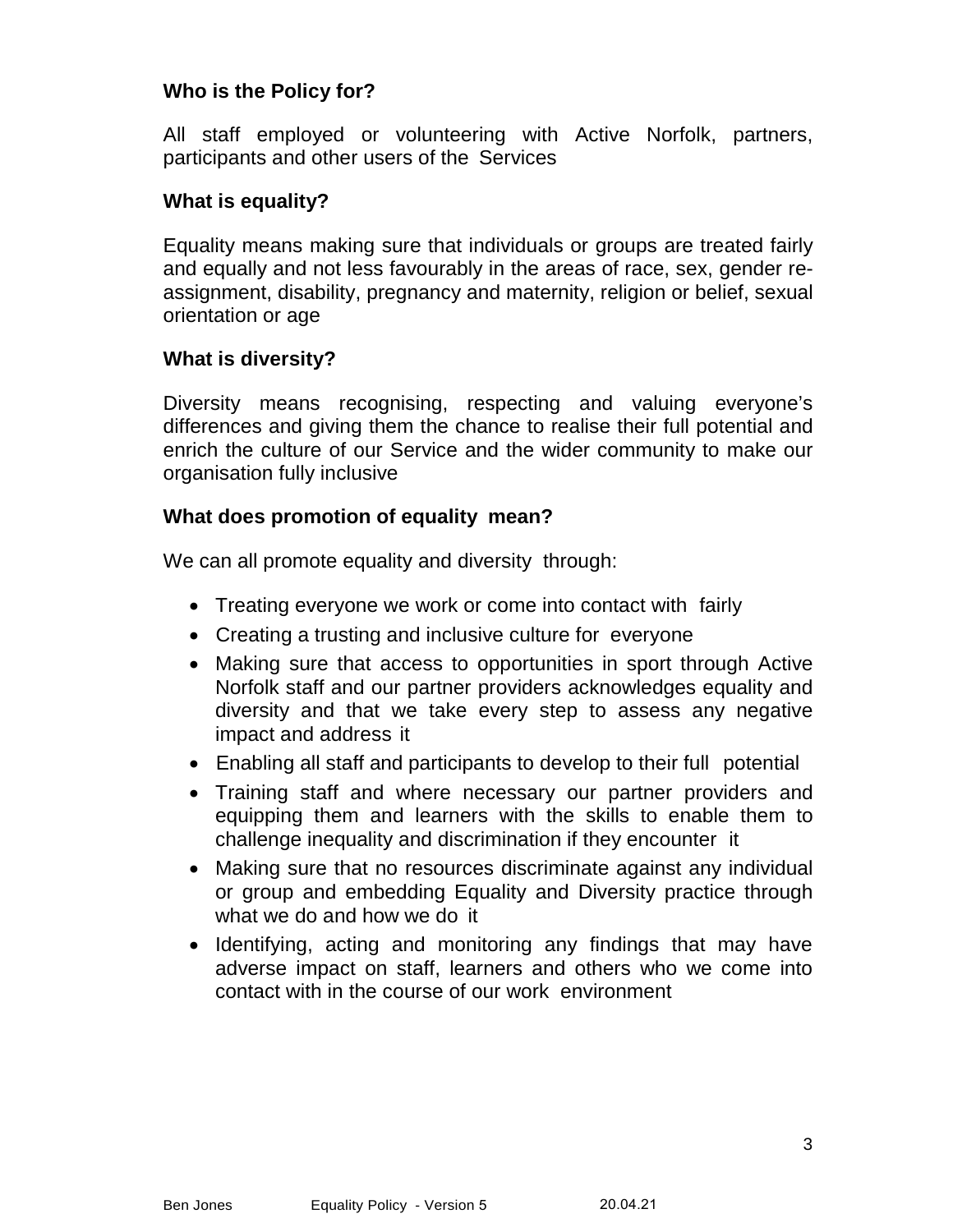**Who is the Policy for?**

All staff employed or volunteering with Active Norfolk, partners, participants and other users of the Services

**What is equality?**

Equality means making sure that individuals or groups are treated fairly and equally and not less favourably in the areas of race, sex, gender re-assignment, disability, pregnancy and maternity, religion or belief, sexual orientation or age

**What is diversity?**

Diversity means recognising, respecting and valuing everyone's differences and giving them the chance to realise their full potential and enrich the culture of our Service and the wider community to make our organisation fully inclusive

**What does promotion of equality mean?**

We can all promote equality and diversity through:

- Treating everyone we work or come into contact with fairly
- Creating a trusting and inclusive culture for everyone
- Making sure that access to opportunities in sport through Active Norfolk staff and our partner providers acknowledges equality and diversity and that we take every step to assess any negative impact and address it
- Enabling all staff and participants to develop to their full potential
- Training staff and where necessary our partner providers and equipping them and learners with the skills to enable them to challenge inequality and discrimination if they encounter it
- Making sure that no resources discriminate against any individual or group and embedding Equality and Diversity practice through what we do and how we do it
- Identifying, acting and monitoring any findings that may have adverse impact on staff, learners and others who we come into contact with in the course of our work environment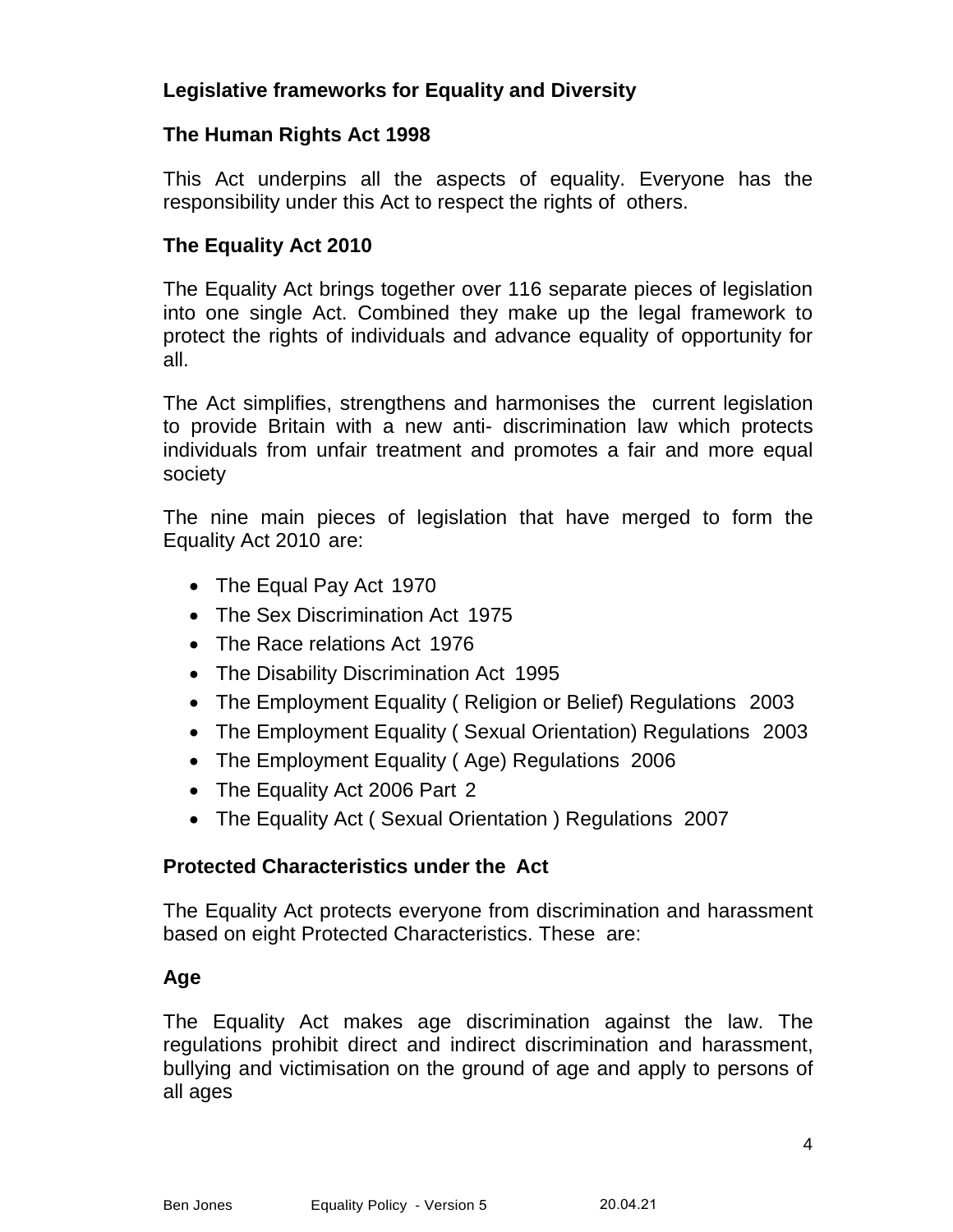**Legislative frameworks for Equality and Diversity**

**The Human Rights Act 1998**

This Act underpins all the aspects of equality. Everyone has the responsibility under this Act to respect the rights of others.

**The Equality Act 2010**

The Equality Act brings together over 116 separate pieces of legislation into one single Act. Combined they make up the legal framework to protect the rights of individuals and advance equality of opportunity for all.

The Act simplifies, strengthens and harmonises the current legislation to provide Britain with a new anti- discrimination law which protects individuals from unfair treatment and promotes a fair and more equal society

The nine main pieces of legislation that have merged to form the Equality Act 2010 are:

- The Equal Pay Act 1970
- The Sex Discrimination Act 1975
- The Race relations Act 1976
- The Disability Discrimination Act 1995
- The Employment Equality ( Religion or Belief) Regulations 2003
- The Employment Equality ( Sexual Orientation) Regulations 2003
- The Employment Equality ( Age) Regulations 2006
- The Equality Act 2006 Part 2
- The Equality Act ( Sexual Orientation ) Regulations 2007

**Protected Characteristics under the Act**

The Equality Act protects everyone from discrimination and harassment based on eight Protected Characteristics. These are:

**Age**

The Equality Act makes age discrimination against the law. The regulations prohibit direct and indirect discrimination and harassment, bullying and victimisation on the ground of age and apply to persons of all ages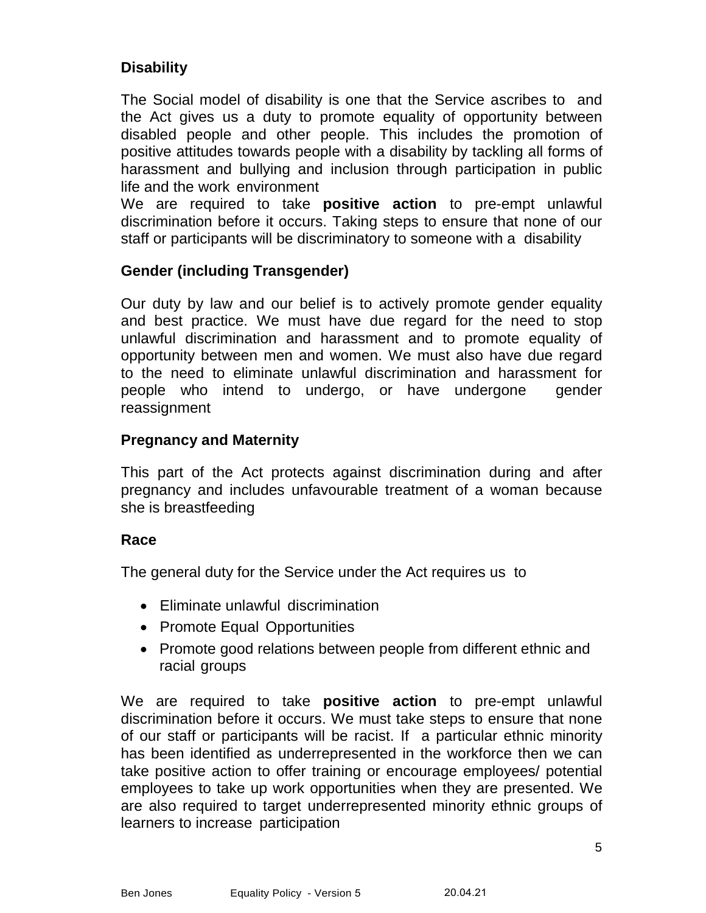## Disability

The Social model of disability is one that the Service ascribes to and the Act gives us a duty to promote equality of opportunity between disabled people and other people. This includes the promotion of positive attitudes towards people with a disability by tackling all forms of harassment and bullying and inclusion through participation in public life and the work environment

We are required to take **positive action** to pre-empt unlawful discrimination before it occurs. Taking steps to ensure that none of our staff or participants will be discriminatory to someone with a disability

## Gender (including Transgender)

Our duty by law and our belief is to actively promote gender equality and best practice. We must have due regard for the need to stop unlawful discrimination and harassment and to promote equality of opportunity between men and women. We must also have due regard to the need to eliminate unlawful discrimination and harassment for people who intend to undergo, or have undergone gender reassignment

## Pregnancy and Maternity

This part of the Act protects against discrimination during and after pregnancy and includes unfavourable treatment of a woman because she is breastfeeding

## Race

The general duty for the Service under the Act requires us to

- Eliminate unlawful discrimination
- Promote Equal Opportunities
- Promote good relations between people from different ethnic and racial groups

We are required to take **positive action** to pre-empt unlawful discrimination before it occurs. We must take steps to ensure that none of our staff or participants will be racist. If a particular ethnic minority has been identified as underrepresented in the workforce then we can take positive action to offer training or encourage employees/ potential employees to take up work opportunities when they are presented. We are also required to target underrepresented minority ethnic groups of learners to increase participation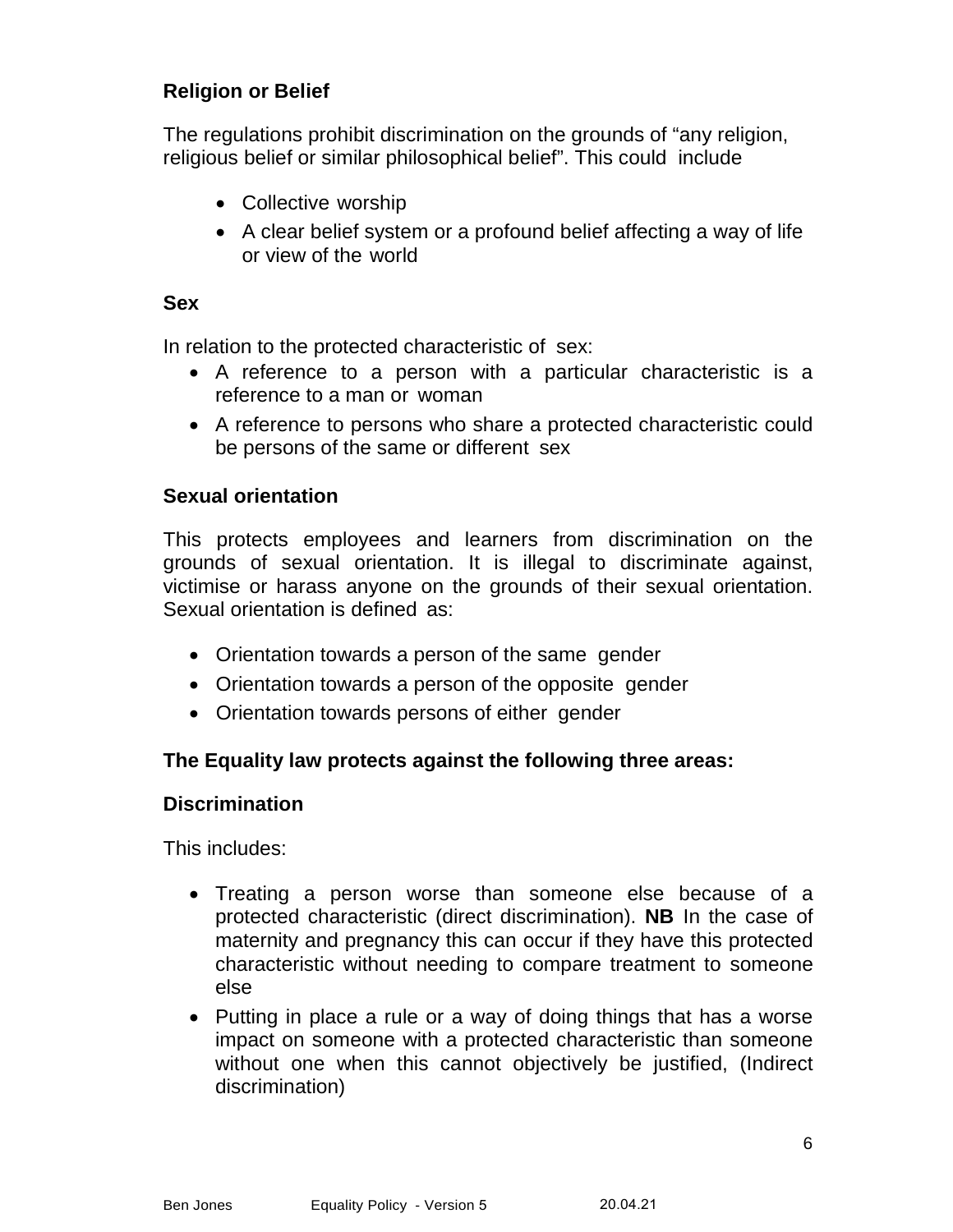**Religion or Belief**

The regulations prohibit discrimination on the grounds of "any religion, religious belief or similar philosophical belief". This could include

- Collective worship
- A clear belief system or a profound belief affecting a way of life or view of the world

**Sex**

In relation to the protected characteristic of sex:

- A reference to a person with a particular characteristic is a reference to a man or woman
- A reference to persons who share a protected characteristic could be persons of the same or different sex

**Sexual orientation**

This protects employees and learners from discrimination on the grounds of sexual orientation. It is illegal to discriminate against, victimise or harass anyone on the grounds of their sexual orientation. Sexual orientation is defined as:

- Orientation towards a person of the same gender
- Orientation towards a person of the opposite gender
- Orientation towards persons of either gender

**The Equality law protects against the following three areas:**

**Discrimination**

This includes:

- Treating a person worse than someone else because of a protected characteristic (direct discrimination). **NB** In the case of maternity and pregnancy this can occur if they have this protected characteristic without needing to compare treatment to someone else
- Putting in place a rule or a way of doing things that has a worse impact on someone with a protected characteristic than someone without one when this cannot objectively be justified, (Indirect discrimination)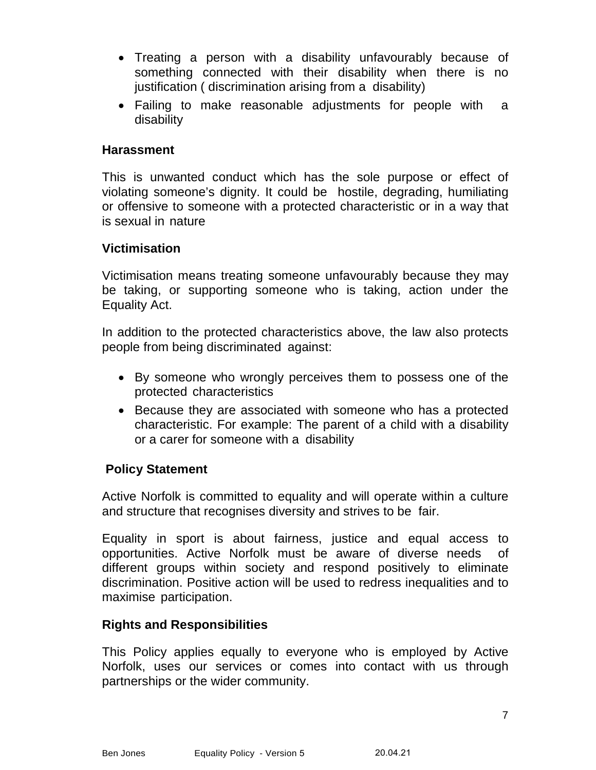- Treating a person with a disability unfavourably because of something connected with their disability when there is no justification ( discrimination arising from a disability)
- Failing to make reasonable adjustments for people with a disability

**Harassment**

This is unwanted conduct which has the sole purpose or effect of violating someone's dignity. It could be hostile, degrading, humiliating or offensive to someone with a protected characteristic or in a way that is sexual in nature

**Victimisation**

Victimisation means treating someone unfavourably because they may be taking, or supporting someone who is taking, action under the Equality Act.

In addition to the protected characteristics above, the law also protects people from being discriminated against:

- By someone who wrongly perceives them to possess one of the protected characteristics
- Because they are associated with someone who has a protected characteristic. For example: The parent of a child with a disability or a carer for someone with a disability

**Policy Statement**

Active Norfolk is committed to equality and will operate within a culture and structure that recognises diversity and strives to be fair.

Equality in sport is about fairness, justice and equal access to opportunities. Active Norfolk must be aware of diverse needs of different groups within society and respond positively to eliminate discrimination. Positive action will be used to redress inequalities and to maximise participation.

**Rights and Responsibilities**

This Policy applies equally to everyone who is employed by Active Norfolk, uses our services or comes into contact with us through partnerships or the wider community.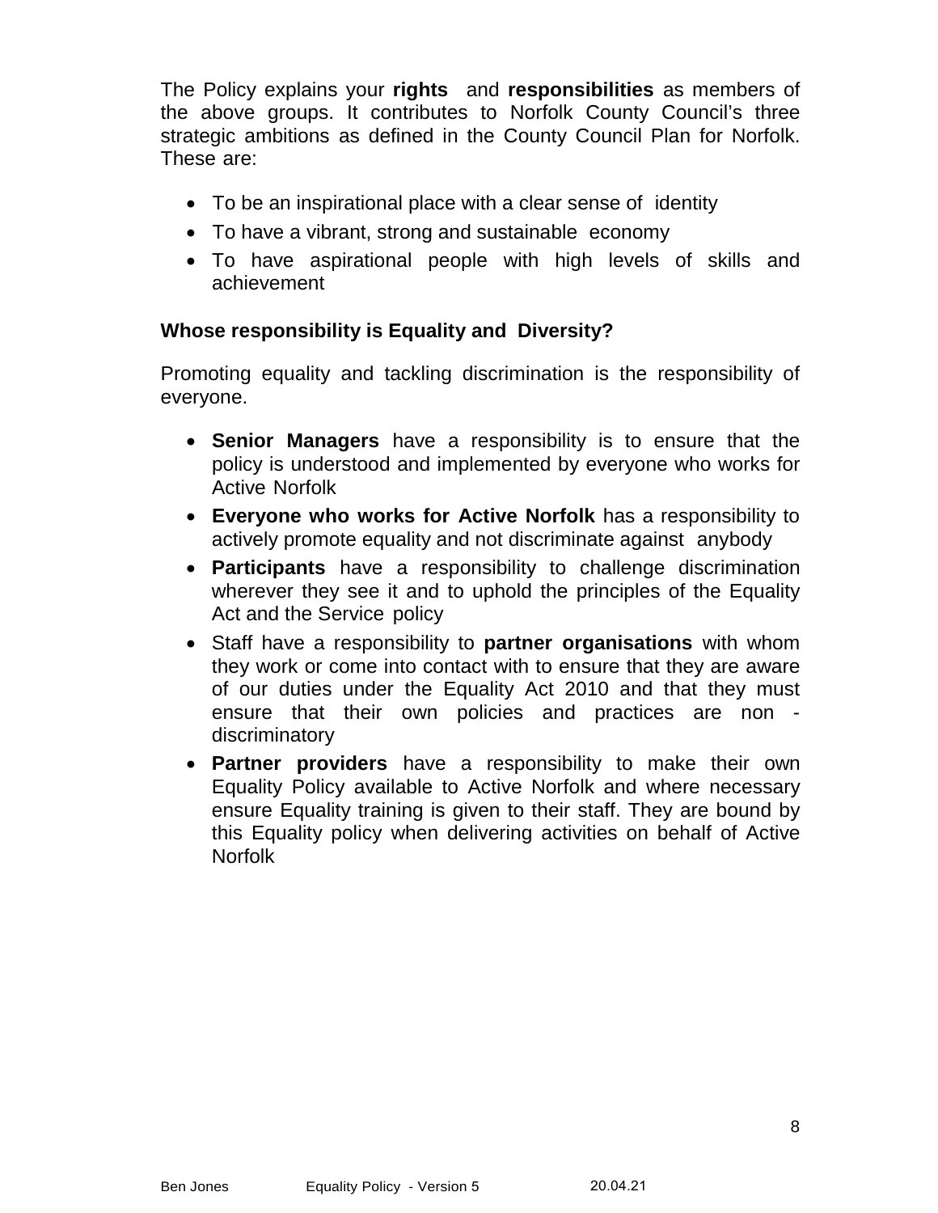The Policy explains your **rights** and **responsibilities** as members of the above groups. It contributes to Norfolk County Council's three strategic ambitions as defined in the County Council Plan for Norfolk. These are:

- To be an inspirational place with a clear sense of identity
- To have a vibrant, strong and sustainable economy
- To have aspirational people with high levels of skills and achievement

**Whose responsibility is Equality and Diversity?**

Promoting equality and tackling discrimination is the responsibility of everyone.

- **Senior Managers** have a responsibility is to ensure that the policy is understood and implemented by everyone who works for Active Norfolk
- **Everyone who works for Active Norfolk** has a responsibility to actively promote equality and not discriminate against anybody
- **Participants** have a responsibility to challenge discrimination wherever they see it and to uphold the principles of the Equality Act and the Service policy
- Staff have a responsibility to **partner organisations** with whom they work or come into contact with to ensure that they are aware of our duties under the Equality Act 2010 and that they must ensure that their own policies and practices are non - discriminatory
- **Partner providers** have a responsibility to make their own Equality Policy available to Active Norfolk and where necessary ensure Equality training is given to their staff. They are bound by this Equality policy when delivering activities on behalf of Active Norfolk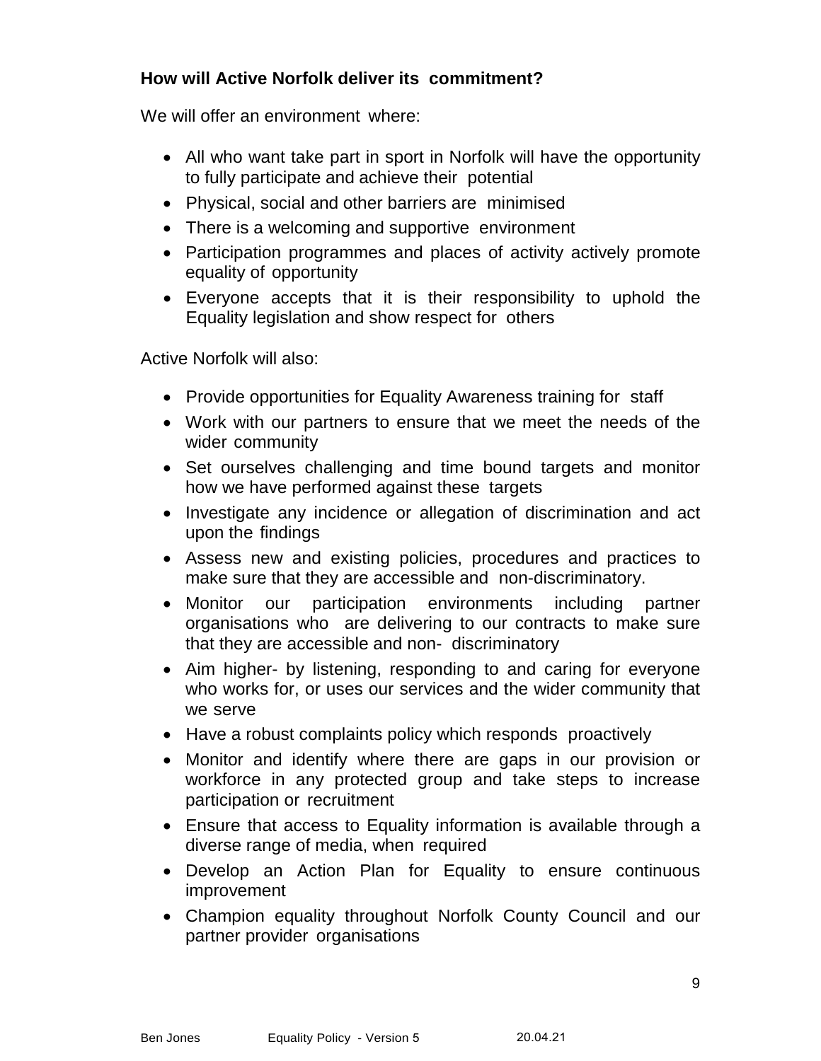**How will Active Norfolk deliver its commitment?**

We will offer an environment where:

- All who want take part in sport in Norfolk will have the opportunity to fully participate and achieve their potential
- Physical, social and other barriers are minimised
- There is a welcoming and supportive environment
- Participation programmes and places of activity actively promote equality of opportunity
- Everyone accepts that it is their responsibility to uphold the Equality legislation and show respect for others

Active Norfolk will also:

- Provide opportunities for Equality Awareness training for staff
- Work with our partners to ensure that we meet the needs of the wider community
- Set ourselves challenging and time bound targets and monitor how we have performed against these targets
- Investigate any incidence or allegation of discrimination and act upon the findings
- Assess new and existing policies, procedures and practices to make sure that they are accessible and non-discriminatory.
- Monitor our participation environments including partner organisations who are delivering to our contracts to make sure that they are accessible and non- discriminatory
- Aim higher- by listening, responding to and caring for everyone who works for, or uses our services and the wider community that we serve
- Have a robust complaints policy which responds proactively
- Monitor and identify where there are gaps in our provision or workforce in any protected group and take steps to increase participation or recruitment
- Ensure that access to Equality information is available through a diverse range of media, when required
- Develop an Action Plan for Equality to ensure continuous improvement
- Champion equality throughout Norfolk County Council and our partner provider organisations